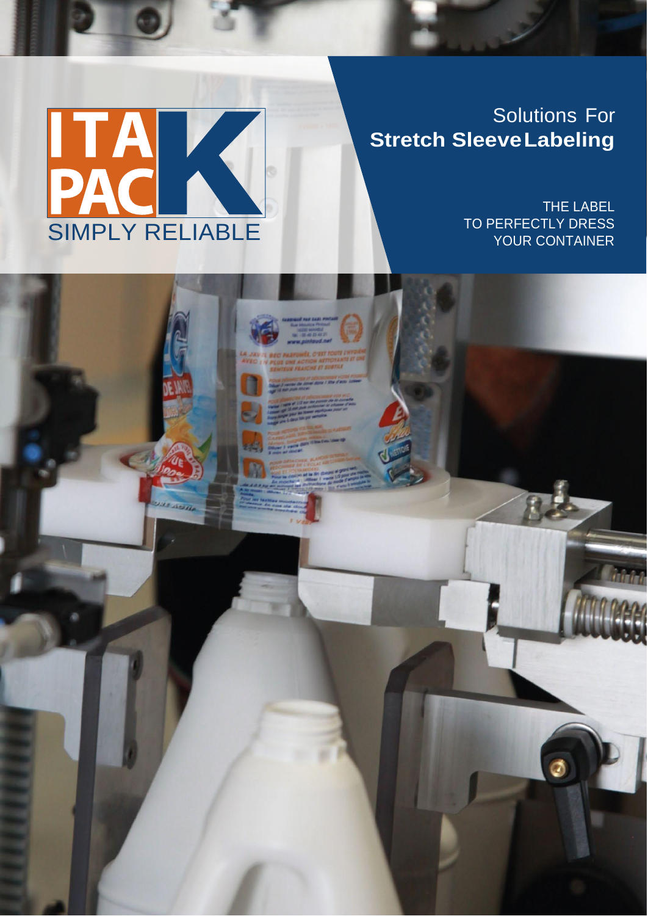ITA PACK

SIMPLY RELIABLE

# Solutions For **Stretch Sleeve Labeling**

THE LABEL
TO PERFECTLY DRESS
YOUR CONTAINER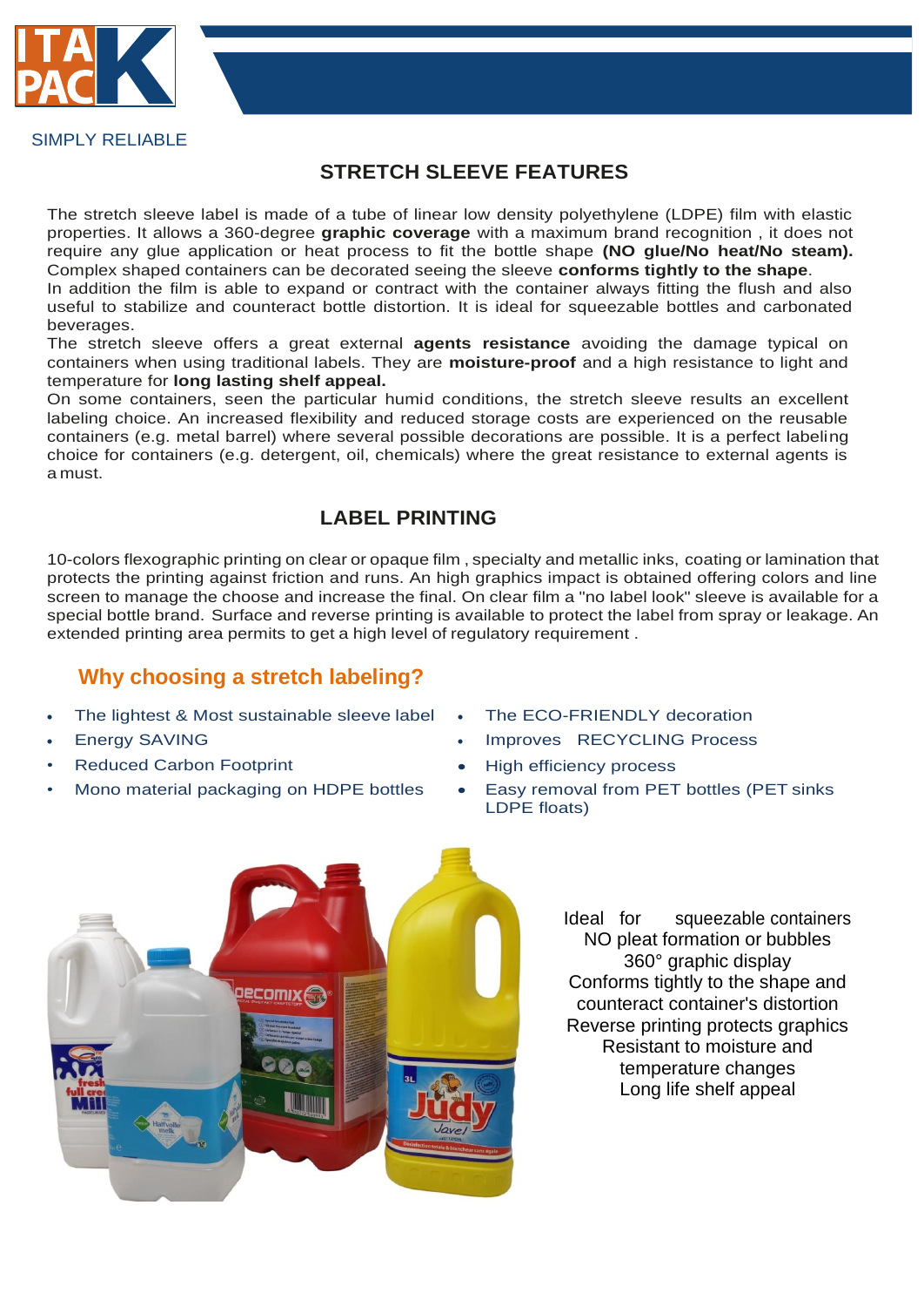SIMPLY RELIABLE

## STRETCH SLEEVE FEATURES

The stretch sleeve label is made of a tube of linear low density polyethylene (LDPE) film with elastic properties. It allows a 360-degree **graphic coverage** with a maximum brand recognition , it does not require any glue application or heat process to fit the bottle shape **(NO glue/No heat/No steam).** Complex shaped containers can be decorated seeing the sleeve **conforms tightly to the shape**.
In addition the film is able to expand or contract with the container always fitting the flush and also useful to stabilize and counteract bottle distortion. It is ideal for squeezable bottles and carbonated beverages.
The stretch sleeve offers a great external **agents resistance** avoiding the damage typical on containers when using traditional labels. They are **moisture-proof** and a high resistance to light and temperature for **long lasting shelf appeal.**
On some containers, seen the particular humid conditions, the stretch sleeve results an excellent labeling choice. An increased flexibility and reduced storage costs are experienced on the reusable containers (e.g. metal barrel) where several possible decorations are possible. It is a perfect labeling choice for containers (e.g. detergent, oil, chemicals) where the great resistance to external agents is a must.

## LABEL PRINTING

10-colors flexographic printing on clear or opaque film , specialty and metallic inks, coating or lamination that protects the printing against friction and runs. An high graphics impact is obtained offering colors and line screen to manage the choose and increase the final. On clear film a "no label look" sleeve is available for a special bottle brand. Surface and reverse printing is available to protect the label from spray or leakage. An extended printing area permits to get a high level of regulatory requirement .

### Why choosing a stretch labeling?

- The lightest & Most sustainable sleeve label
- Energy SAVING
- Reduced Carbon Footprint
- Mono material packaging on HDPE bottles
- The ECO-FRIENDLY decoration
- Improves RECYCLING Process
- High efficiency process
- Easy removal from PET bottles (PET sinks LDPE floats)

Ideal for squeezable containers
NO pleat formation or bubbles
360° graphic display
Conforms tightly to the shape and counteract container's distortion
Reverse printing protects graphics
Resistant to moisture and temperature changes
Long life shelf appeal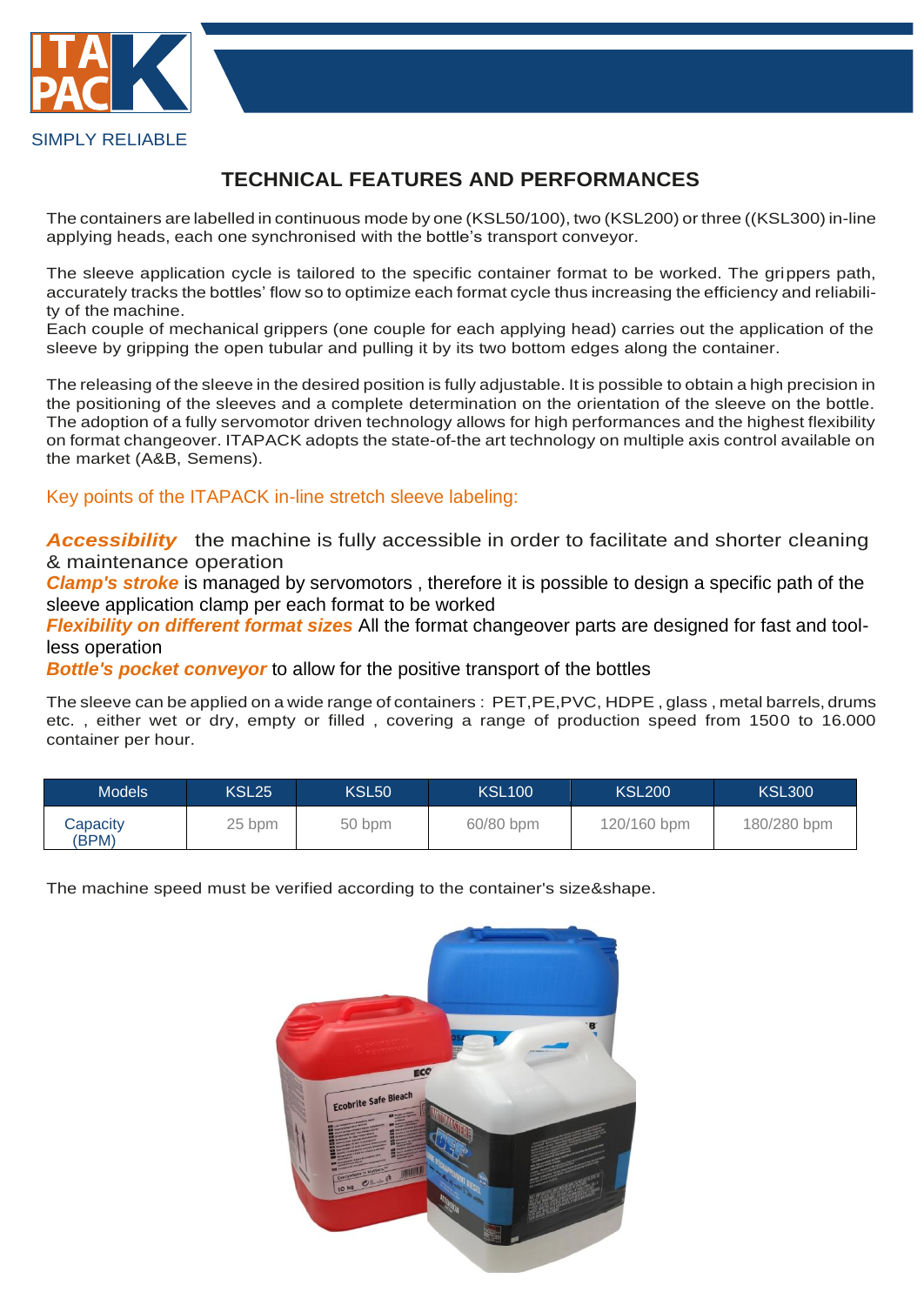# TECHNICAL FEATURES AND PERFORMANCES

The containers are labelled in continuous mode by one (KSL50/100), two (KSL200) or three ((KSL300) in-line applying heads, each one synchronised with the bottle's transport conveyor.

The sleeve application cycle is tailored to the specific container format to be worked. The grippers path, accurately tracks the bottles' flow so to optimize each format cycle thus increasing the efficiency and reliability of the machine.
Each couple of mechanical grippers (one couple for each applying head) carries out the application of the sleeve by gripping the open tubular and pulling it by its two bottom edges along the container.

The releasing of the sleeve in the desired position is fully adjustable. It is possible to obtain a high precision in the positioning of the sleeves and a complete determination on the orientation of the sleeve on the bottle. The adoption of a fully servomotor driven technology allows for high performances and the highest flexibility on format changeover. ITAPACK adopts the state-of-the art technology on multiple axis control available on the market (A&B, Semens).

## Key points of the ITAPACK in-line stretch sleeve labeling:

***Accessibility*** the machine is fully accessible in order to facilitate and shorter cleaning & maintenance operation
***Clamp's stroke*** is managed by servomotors , therefore it is possible to design a specific path of the sleeve application clamp per each format to be worked
***Flexibility on different format sizes*** All the format changeover parts are designed for fast and tool-less operation
***Bottle's pocket conveyor*** to allow for the positive transport of the bottles

The sleeve can be applied on a wide range of containers : PET,PE,PVC, HDPE , glass , metal barrels, drums etc. , either wet or dry, empty or filled , covering a range of production speed from 1500 to 16.000 container per hour.

| Models | KSL25 | KSL50 | KSL100 | KSL200 | KSL300 |
|---|---|---|---|---|---|
| Capacity (BPM) | 25 bpm | 50 bpm | 60/80 bpm | 120/160 bpm | 180/280 bpm |

The machine speed must be verified according to the container's size&shape.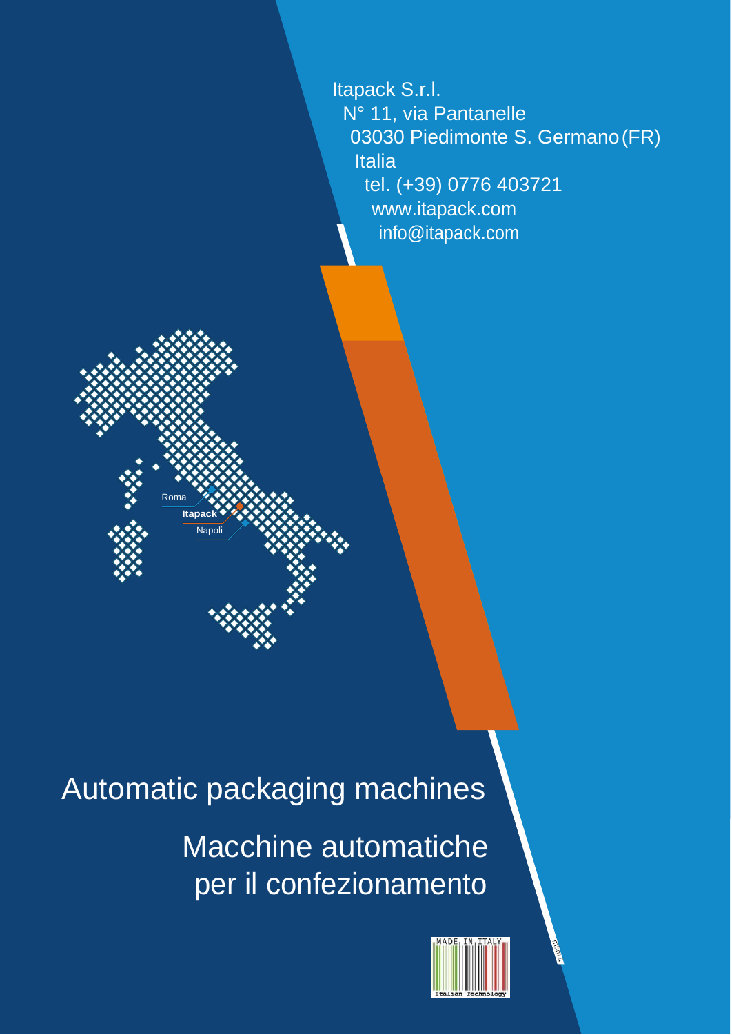Itapack S.r.l.
N° 11, via Pantanelle
03030 Piedimonte S. Germano (FR)
Italia
tel. (+39) 0776 403721
www.itapack.com
info@itapack.com

Roma
Itapack
Napoli

# Automatic packaging machines

## Macchine automatiche per il confezionamento

MADE IN ITALY
Italian Technology